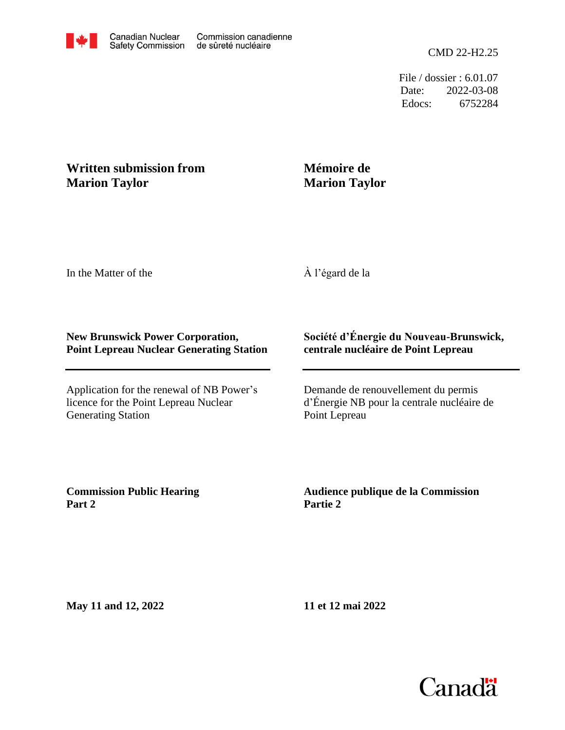Canadian Nuclear Safety Commission | Commission canadienne de sûreté nucléaire

CMD 22-H2.25

File / dossier : 6.01.07
Date: 2022-03-08
Edocs: 6752284

**Written submission from Marion Taylor**

**Mémoire de Marion Taylor**

In the Matter of the

À l'égard de la

**New Brunswick Power Corporation, Point Lepreau Nuclear Generating Station**

**Société d'Énergie du Nouveau-Brunswick, centrale nucléaire de Point Lepreau**

Application for the renewal of NB Power's licence for the Point Lepreau Nuclear Generating Station

Demande de renouvellement du permis d'Énergie NB pour la centrale nucléaire de Point Lepreau

**Commission Public Hearing Part 2**

**Audience publique de la Commission Partie 2**

**May 11 and 12, 2022**

**11 et 12 mai 2022**

Canada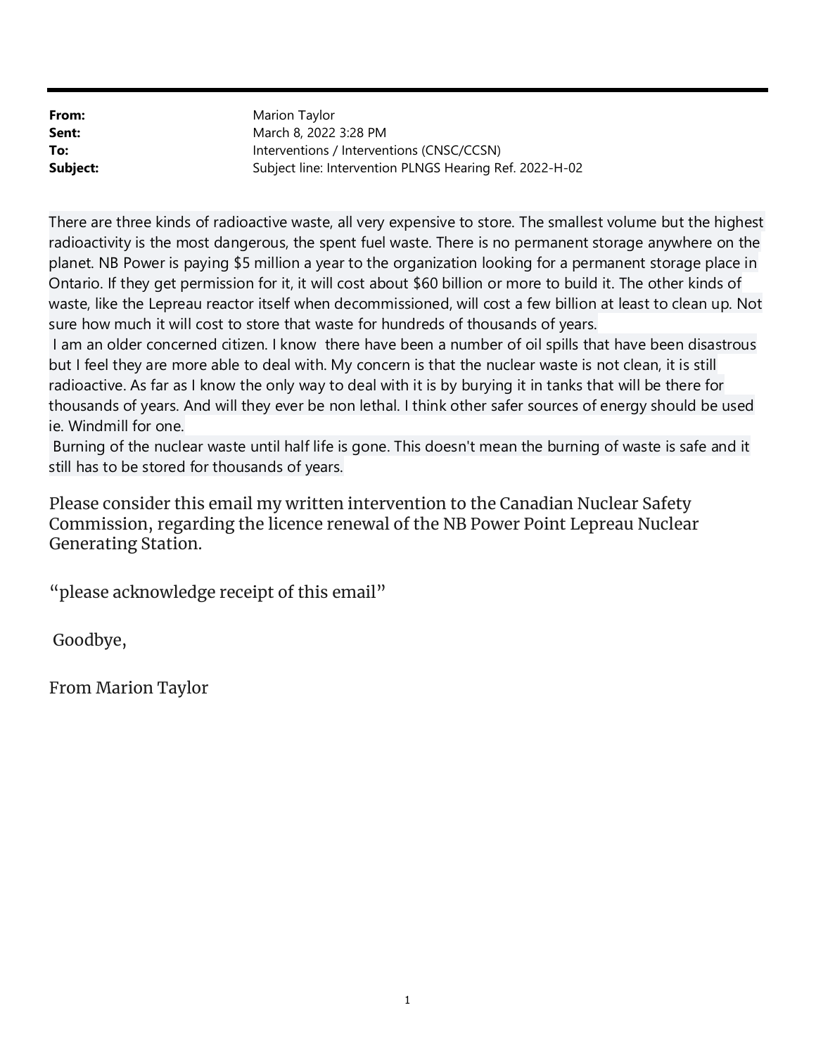**From:** Marion Taylor
**Sent:** March 8, 2022 3:28 PM
**To:** Interventions / Interventions (CNSC/CCSN)
**Subject:** Subject line: Intervention PLNGS Hearing Ref. 2022-H-02

There are three kinds of radioactive waste, all very expensive to store. The smallest volume but the highest radioactivity is the most dangerous, the spent fuel waste. There is no permanent storage anywhere on the planet. NB Power is paying $5 million a year to the organization looking for a permanent storage place in Ontario. If they get permission for it, it will cost about $60 billion or more to build it. The other kinds of waste, like the Lepreau reactor itself when decommissioned, will cost a few billion at least to clean up. Not sure how much it will cost to store that waste for hundreds of thousands of years.

I am an older concerned citizen. I know there have been a number of oil spills that have been disastrous but I feel they are more able to deal with. My concern is that the nuclear waste is not clean, it is still radioactive. As far as I know the only way to deal with it is by burying it in tanks that will be there for thousands of years. And will they ever be non lethal. I think other safer sources of energy should be used ie. Windmill for one.

Burning of the nuclear waste until half life is gone. This doesn't mean the burning of waste is safe and it still has to be stored for thousands of years.

Please consider this email my written intervention to the Canadian Nuclear Safety Commission, regarding the licence renewal of the NB Power Point Lepreau Nuclear Generating Station.

"please acknowledge receipt of this email"

Goodbye,

From Marion Taylor